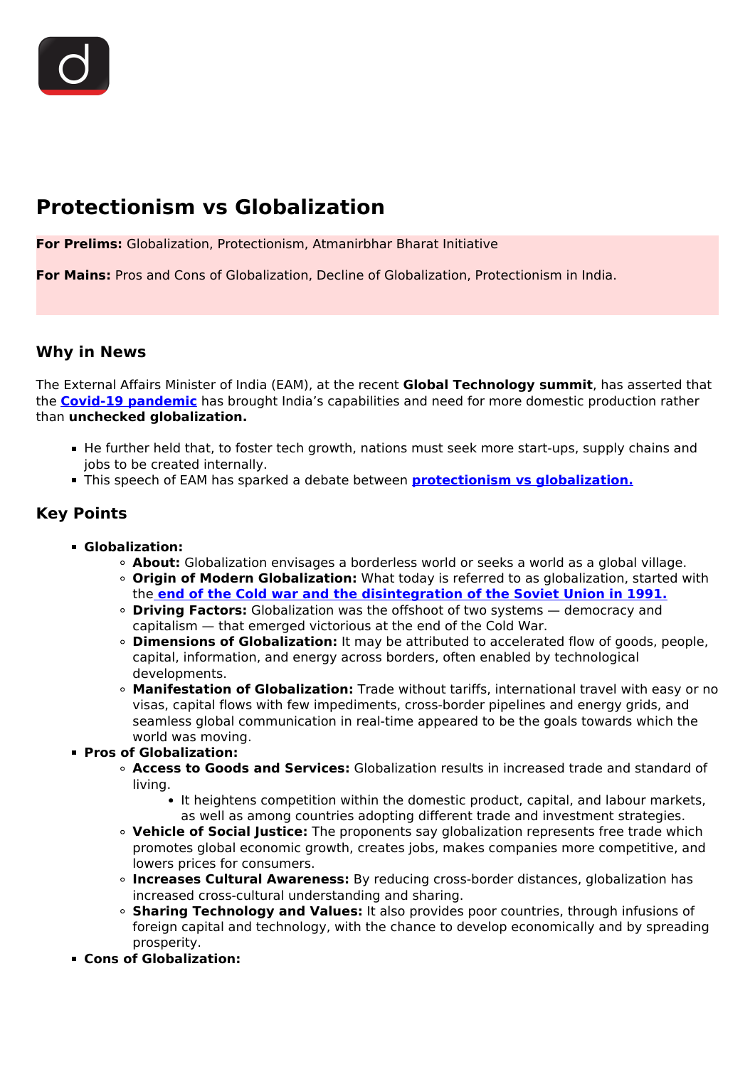# Protectionism vs Globalization

**For Prelims:** Globalization, Protectionism, Atmanirbhar Bharat Initiative

**For Mains:** Pros and Cons of Globalization, Decline of Globalization, Protectionism in India.

## Why in News

The External Affairs Minister of India (EAM), at the recent **Global Technology summit**, has asserted that the **Covid-19 pandemic** has brought India's capabilities and need for more domestic production rather than **unchecked globalization.**

- He further held that, to foster tech growth, nations must seek more start-ups, supply chains and jobs to be created internally.
- This speech of EAM has sparked a debate between **protectionism vs globalization.**

## Key Points

- **Globalization:**
    - **About:** Globalization envisages a borderless world or seeks a world as a global village.
    - **Origin of Modern Globalization:** What today is referred to as globalization, started with the **end of the Cold war and the disintegration of the Soviet Union in 1991.**
    - **Driving Factors:** Globalization was the offshoot of two systems — democracy and capitalism — that emerged victorious at the end of the Cold War.
    - **Dimensions of Globalization:** It may be attributed to accelerated flow of goods, people, capital, information, and energy across borders, often enabled by technological developments.
    - **Manifestation of Globalization:** Trade without tariffs, international travel with easy or no visas, capital flows with few impediments, cross-border pipelines and energy grids, and seamless global communication in real-time appeared to be the goals towards which the world was moving.
- **Pros of Globalization:**
    - **Access to Goods and Services:** Globalization results in increased trade and standard of living.
        - It heightens competition within the domestic product, capital, and labour markets, as well as among countries adopting different trade and investment strategies.
    - **Vehicle of Social Justice:** The proponents say globalization represents free trade which promotes global economic growth, creates jobs, makes companies more competitive, and lowers prices for consumers.
    - **Increases Cultural Awareness:** By reducing cross-border distances, globalization has increased cross-cultural understanding and sharing.
    - **Sharing Technology and Values:** It also provides poor countries, through infusions of foreign capital and technology, with the chance to develop economically and by spreading prosperity.
- **Cons of Globalization:**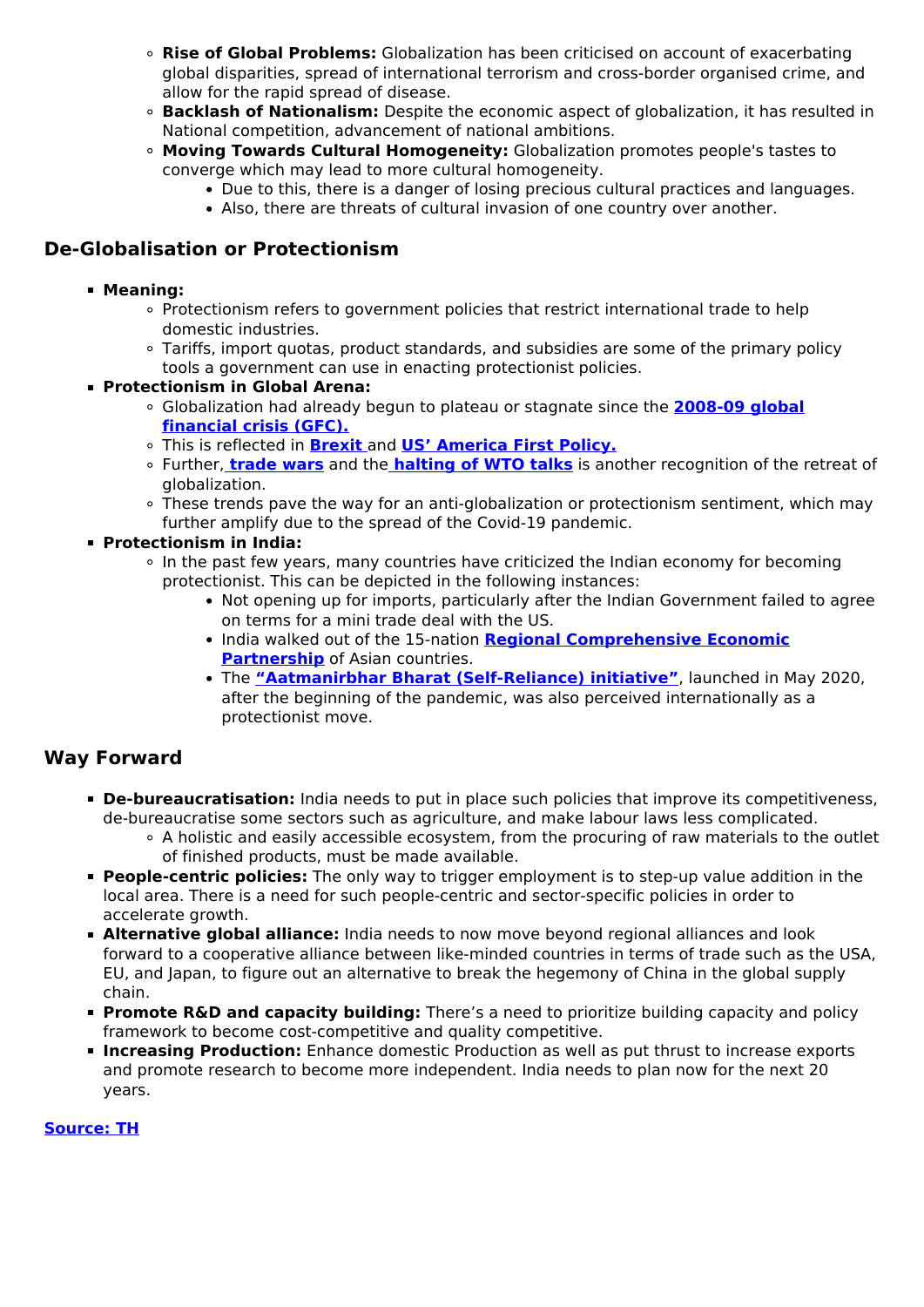- **Rise of Global Problems:** Globalization has been criticised on account of exacerbating global disparities, spread of international terrorism and cross-border organised crime, and allow for the rapid spread of disease.
- **Backlash of Nationalism:** Despite the economic aspect of globalization, it has resulted in National competition, advancement of national ambitions.
- **Moving Towards Cultural Homogeneity:** Globalization promotes people's tastes to converge which may lead to more cultural homogeneity.
  - Due to this, there is a danger of losing precious cultural practices and languages.
  - Also, there are threats of cultural invasion of one country over another.

## De-Globalisation or Protectionism

- **Meaning:**
  - Protectionism refers to government policies that restrict international trade to help domestic industries.
  - Tariffs, import quotas, product standards, and subsidies are some of the primary policy tools a government can use in enacting protectionist policies.
- **Protectionism in Global Arena:**
  - Globalization had already begun to plateau or stagnate since the **2008-09 global financial crisis (GFC).**
  - This is reflected in **Brexit** and **US' America First Policy.**
  - Further, **trade wars** and the **halting of WTO talks** is another recognition of the retreat of globalization.
  - These trends pave the way for an anti-globalization or protectionism sentiment, which may further amplify due to the spread of the Covid-19 pandemic.
- **Protectionism in India:**
  - In the past few years, many countries have criticized the Indian economy for becoming protectionist. This can be depicted in the following instances:
    - Not opening up for imports, particularly after the Indian Government failed to agree on terms for a mini trade deal with the US.
    - India walked out of the 15-nation **Regional Comprehensive Economic Partnership** of Asian countries.
    - The **"Aatmanirbhar Bharat (Self-Reliance) initiative"**, launched in May 2020, after the beginning of the pandemic, was also perceived internationally as a protectionist move.

## Way Forward

- **De-bureaucratisation:** India needs to put in place such policies that improve its competitiveness, de-bureaucratise some sectors such as agriculture, and make labour laws less complicated.
  - A holistic and easily accessible ecosystem, from the procuring of raw materials to the outlet of finished products, must be made available.
- **People-centric policies:** The only way to trigger employment is to step-up value addition in the local area. There is a need for such people-centric and sector-specific policies in order to accelerate growth.
- **Alternative global alliance:** India needs to now move beyond regional alliances and look forward to a cooperative alliance between like-minded countries in terms of trade such as the USA, EU, and Japan, to figure out an alternative to break the hegemony of China in the global supply chain.
- **Promote R&D and capacity building:** There's a need to prioritize building capacity and policy framework to become cost-competitive and quality competitive.
- **Increasing Production:** Enhance domestic Production as well as put thrust to increase exports and promote research to become more independent. India needs to plan now for the next 20 years.

**Source: TH**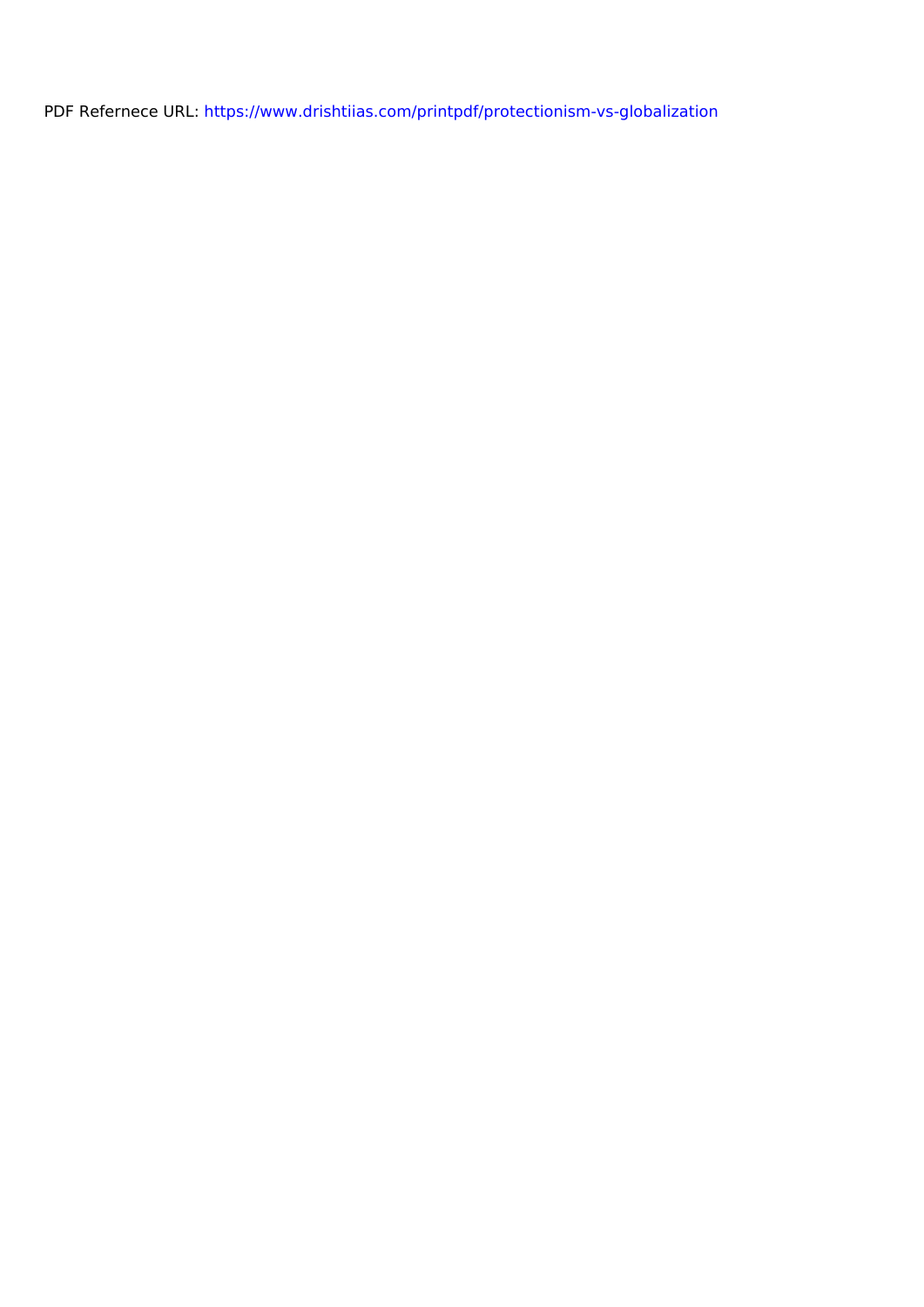PDF Refernece URL: https://www.drishtiias.com/printpdf/protectionism-vs-globalization